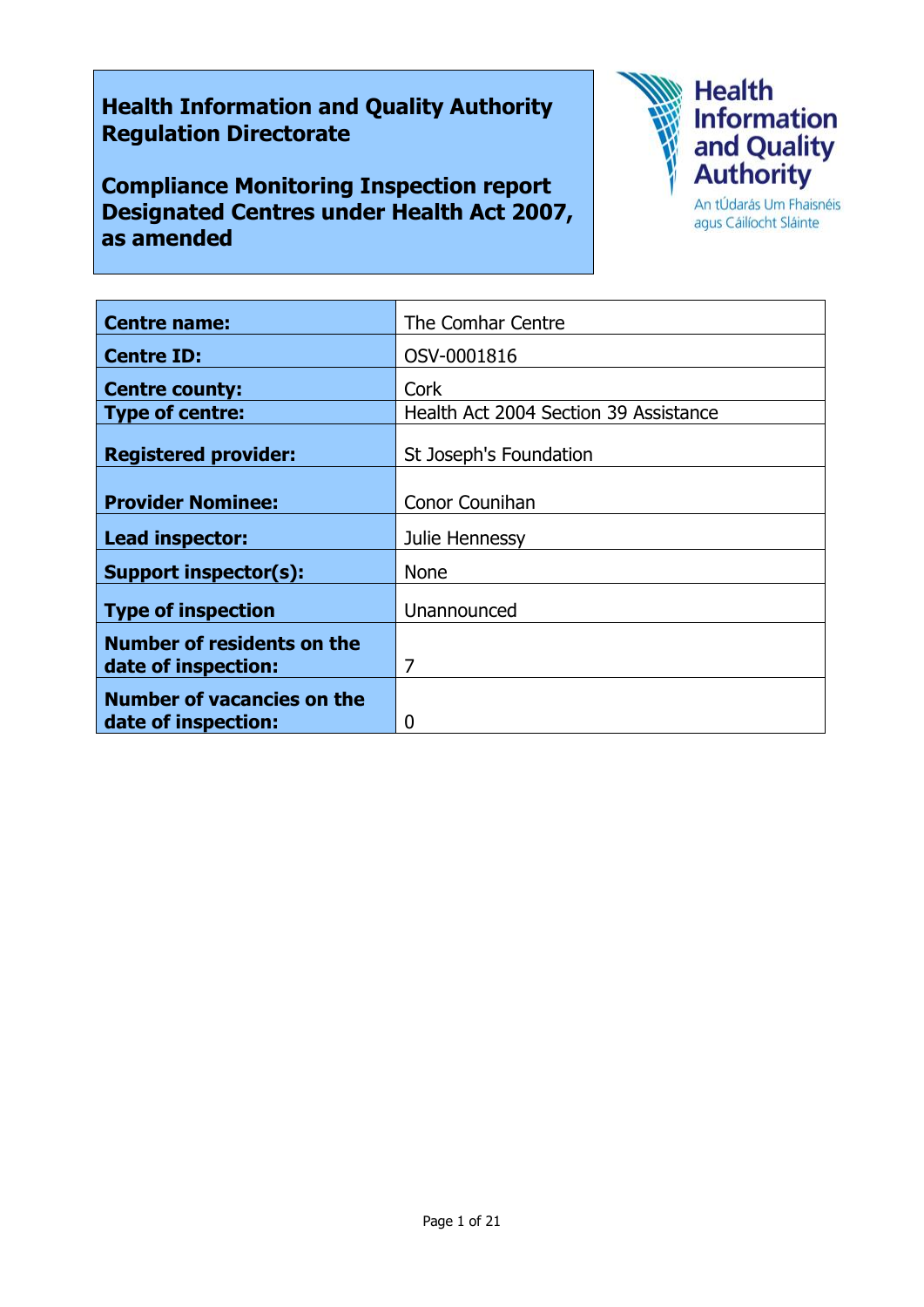# Health Information and Quality Authority Regulation Directorate

## Compliance Monitoring Inspection report Designated Centres under Health Act 2007, as amended

Health Information and Quality Authority

An tÚdarás Um Fhaisnéis agus Cáilíocht Sláinte

| **Centre name:** | The Comhar Centre |
|---|---|
| **Centre ID:** | OSV-0001816 |
| **Centre county:** | Cork |
| **Type of centre:** | Health Act 2004 Section 39 Assistance |
| **Registered provider:** | St Joseph's Foundation |
| **Provider Nominee:** | Conor Counihan |
| **Lead inspector:** | Julie Hennessy |
| **Support inspector(s):** | None |
| **Type of inspection** | Unannounced |
| **Number of residents on the date of inspection:** | 7 |
| **Number of vacancies on the date of inspection:** | 0 |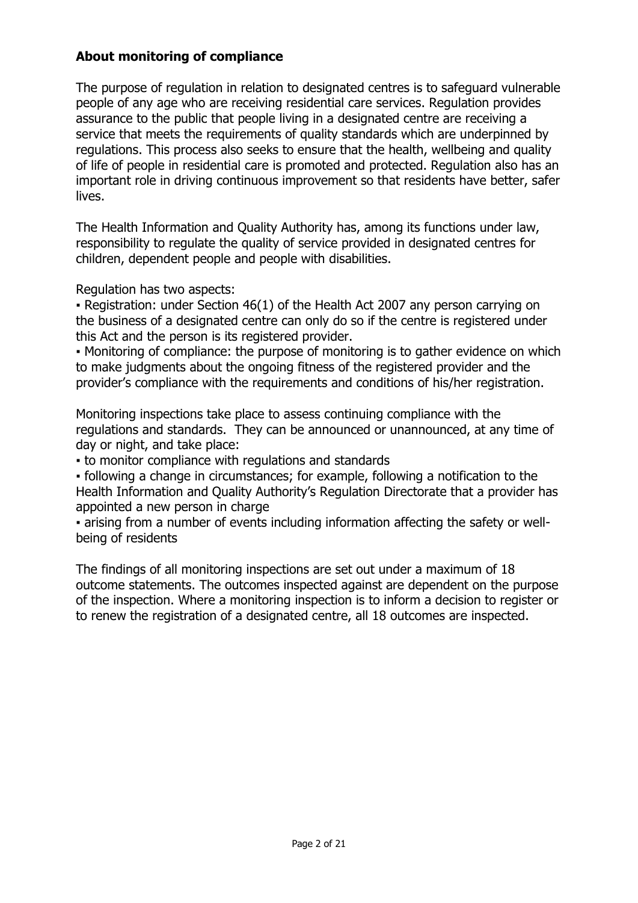## About monitoring of compliance

The purpose of regulation in relation to designated centres is to safeguard vulnerable people of any age who are receiving residential care services. Regulation provides assurance to the public that people living in a designated centre are receiving a service that meets the requirements of quality standards which are underpinned by regulations. This process also seeks to ensure that the health, wellbeing and quality of life of people in residential care is promoted and protected. Regulation also has an important role in driving continuous improvement so that residents have better, safer lives.

The Health Information and Quality Authority has, among its functions under law, responsibility to regulate the quality of service provided in designated centres for children, dependent people and people with disabilities.

Regulation has two aspects:

- Registration: under Section 46(1) of the Health Act 2007 any person carrying on the business of a designated centre can only do so if the centre is registered under this Act and the person is its registered provider.
- Monitoring of compliance: the purpose of monitoring is to gather evidence on which to make judgments about the ongoing fitness of the registered provider and the provider's compliance with the requirements and conditions of his/her registration.

Monitoring inspections take place to assess continuing compliance with the regulations and standards. They can be announced or unannounced, at any time of day or night, and take place:

- to monitor compliance with regulations and standards
- following a change in circumstances; for example, following a notification to the Health Information and Quality Authority's Regulation Directorate that a provider has appointed a new person in charge
- arising from a number of events including information affecting the safety or well-being of residents

The findings of all monitoring inspections are set out under a maximum of 18 outcome statements. The outcomes inspected against are dependent on the purpose of the inspection. Where a monitoring inspection is to inform a decision to register or to renew the registration of a designated centre, all 18 outcomes are inspected.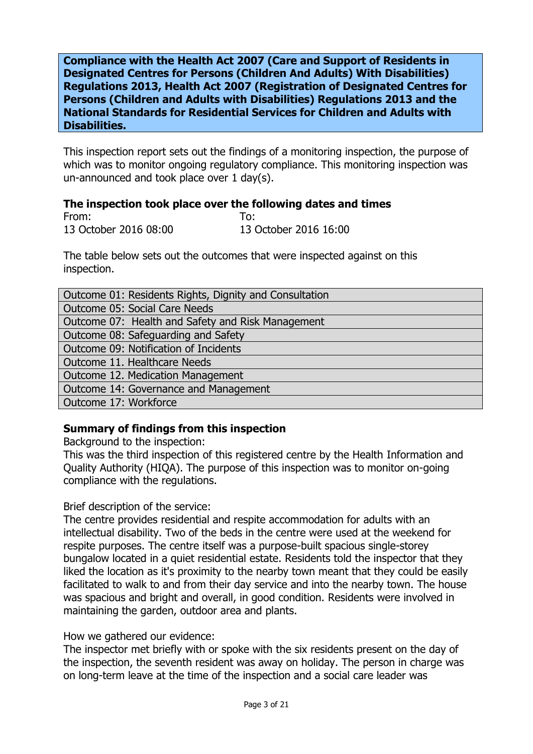**Compliance with the Health Act 2007 (Care and Support of Residents in Designated Centres for Persons (Children And Adults) With Disabilities) Regulations 2013, Health Act 2007 (Registration of Designated Centres for Persons (Children and Adults with Disabilities) Regulations 2013 and the National Standards for Residential Services for Children and Adults with Disabilities.**

This inspection report sets out the findings of a monitoring inspection, the purpose of which was to monitor ongoing regulatory compliance. This monitoring inspection was un-announced and took place over 1 day(s).

**The inspection took place over the following dates and times**

| From: | To: |
|---|---|
| 13 October 2016 08:00 | 13 October 2016 16:00 |

The table below sets out the outcomes that were inspected against on this inspection.

| Outcomes |
|---|
| Outcome 01: Residents Rights, Dignity and Consultation |
| Outcome 05: Social Care Needs |
| Outcome 07: Health and Safety and Risk Management |
| Outcome 08: Safeguarding and Safety |
| Outcome 09: Notification of Incidents |
| Outcome 11. Healthcare Needs |
| Outcome 12. Medication Management |
| Outcome 14: Governance and Management |
| Outcome 17: Workforce |

**Summary of findings from this inspection**

Background to the inspection:
This was the third inspection of this registered centre by the Health Information and Quality Authority (HIQA). The purpose of this inspection was to monitor on-going compliance with the regulations.

Brief description of the service:
The centre provides residential and respite accommodation for adults with an intellectual disability. Two of the beds in the centre were used at the weekend for respite purposes. The centre itself was a purpose-built spacious single-storey bungalow located in a quiet residential estate. Residents told the inspector that they liked the location as it's proximity to the nearby town meant that they could be easily facilitated to walk to and from their day service and into the nearby town. The house was spacious and bright and overall, in good condition. Residents were involved in maintaining the garden, outdoor area and plants.

How we gathered our evidence:
The inspector met briefly with or spoke with the six residents present on the day of the inspection, the seventh resident was away on holiday. The person in charge was on long-term leave at the time of the inspection and a social care leader was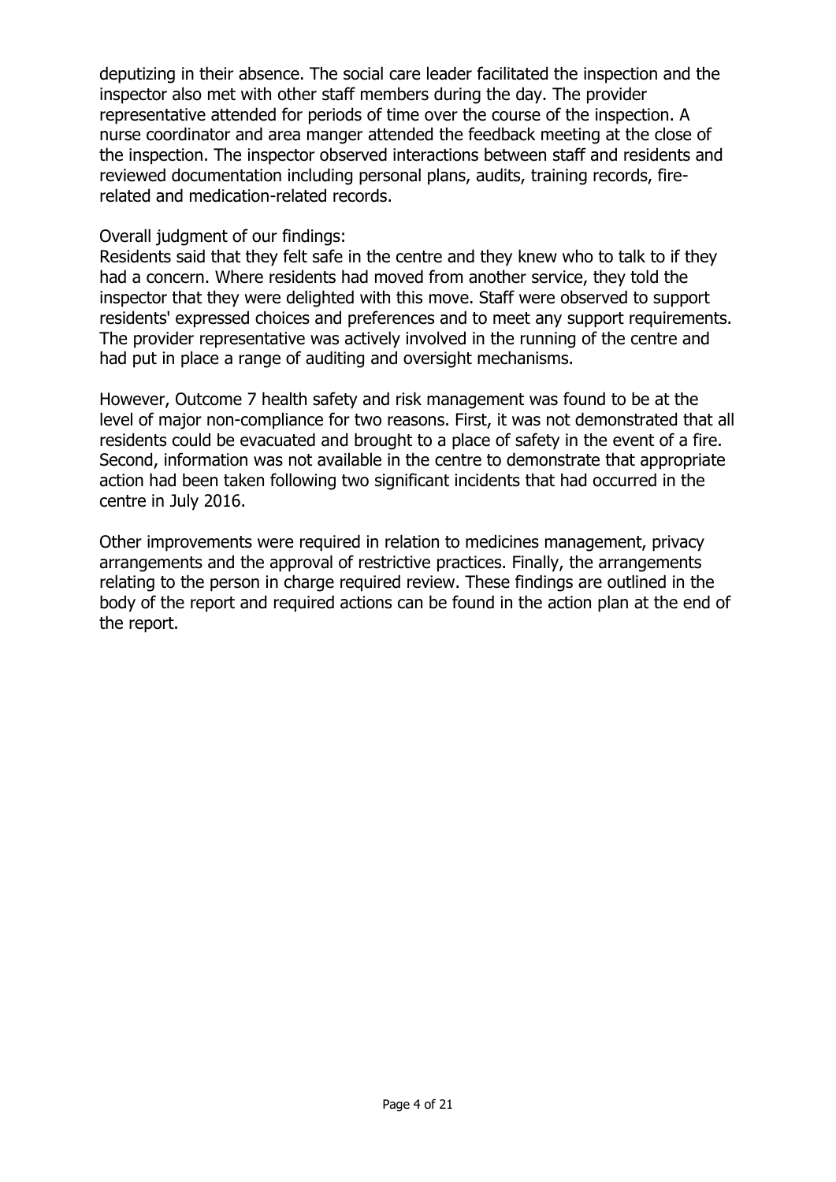deputizing in their absence. The social care leader facilitated the inspection and the inspector also met with other staff members during the day. The provider representative attended for periods of time over the course of the inspection. A nurse coordinator and area manger attended the feedback meeting at the close of the inspection. The inspector observed interactions between staff and residents and reviewed documentation including personal plans, audits, training records, fire-related and medication-related records.

Overall judgment of our findings:
Residents said that they felt safe in the centre and they knew who to talk to if they had a concern. Where residents had moved from another service, they told the inspector that they were delighted with this move. Staff were observed to support residents' expressed choices and preferences and to meet any support requirements. The provider representative was actively involved in the running of the centre and had put in place a range of auditing and oversight mechanisms.

However, Outcome 7 health safety and risk management was found to be at the level of major non-compliance for two reasons. First, it was not demonstrated that all residents could be evacuated and brought to a place of safety in the event of a fire. Second, information was not available in the centre to demonstrate that appropriate action had been taken following two significant incidents that had occurred in the centre in July 2016.

Other improvements were required in relation to medicines management, privacy arrangements and the approval of restrictive practices. Finally, the arrangements relating to the person in charge required review. These findings are outlined in the body of the report and required actions can be found in the action plan at the end of the report.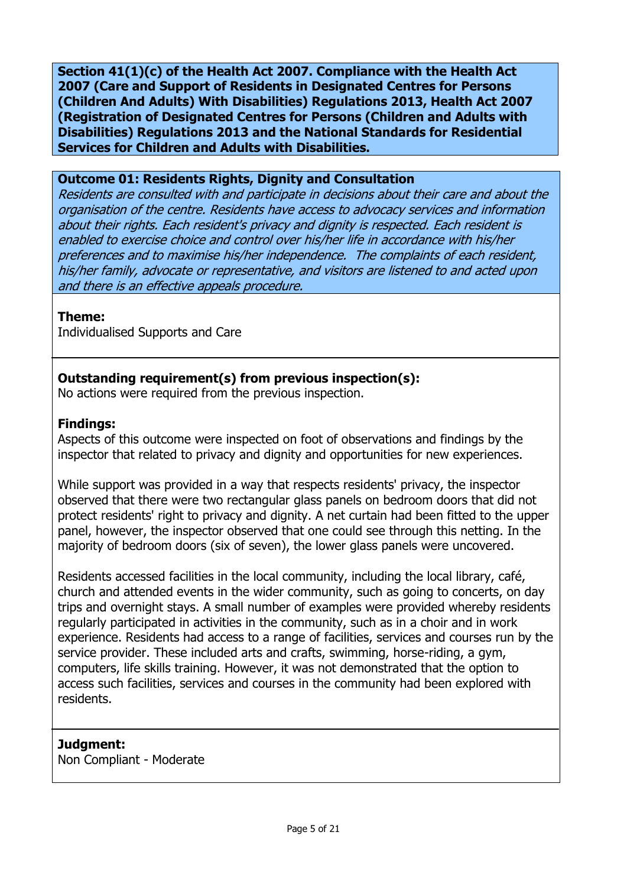**Section 41(1)(c) of the Health Act 2007. Compliance with the Health Act 2007 (Care and Support of Residents in Designated Centres for Persons (Children And Adults) With Disabilities) Regulations 2013, Health Act 2007 (Registration of Designated Centres for Persons (Children and Adults with Disabilities) Regulations 2013 and the National Standards for Residential Services for Children and Adults with Disabilities.**

**Outcome 01: Residents Rights, Dignity and Consultation**

*Residents are consulted with and participate in decisions about their care and about the organisation of the centre. Residents have access to advocacy services and information about their rights. Each resident's privacy and dignity is respected. Each resident is enabled to exercise choice and control over his/her life in accordance with his/her preferences and to maximise his/her independence. The complaints of each resident, his/her family, advocate or representative, and visitors are listened to and acted upon and there is an effective appeals procedure.*

**Theme:**
Individualised Supports and Care

**Outstanding requirement(s) from previous inspection(s):**
No actions were required from the previous inspection.

**Findings:**
Aspects of this outcome were inspected on foot of observations and findings by the inspector that related to privacy and dignity and opportunities for new experiences.

While support was provided in a way that respects residents' privacy, the inspector observed that there were two rectangular glass panels on bedroom doors that did not protect residents' right to privacy and dignity. A net curtain had been fitted to the upper panel, however, the inspector observed that one could see through this netting. In the majority of bedroom doors (six of seven), the lower glass panels were uncovered.

Residents accessed facilities in the local community, including the local library, café, church and attended events in the wider community, such as going to concerts, on day trips and overnight stays. A small number of examples were provided whereby residents regularly participated in activities in the community, such as in a choir and in work experience. Residents had access to a range of facilities, services and courses run by the service provider. These included arts and crafts, swimming, horse-riding, a gym, computers, life skills training. However, it was not demonstrated that the option to access such facilities, services and courses in the community had been explored with residents.

**Judgment:**
Non Compliant - Moderate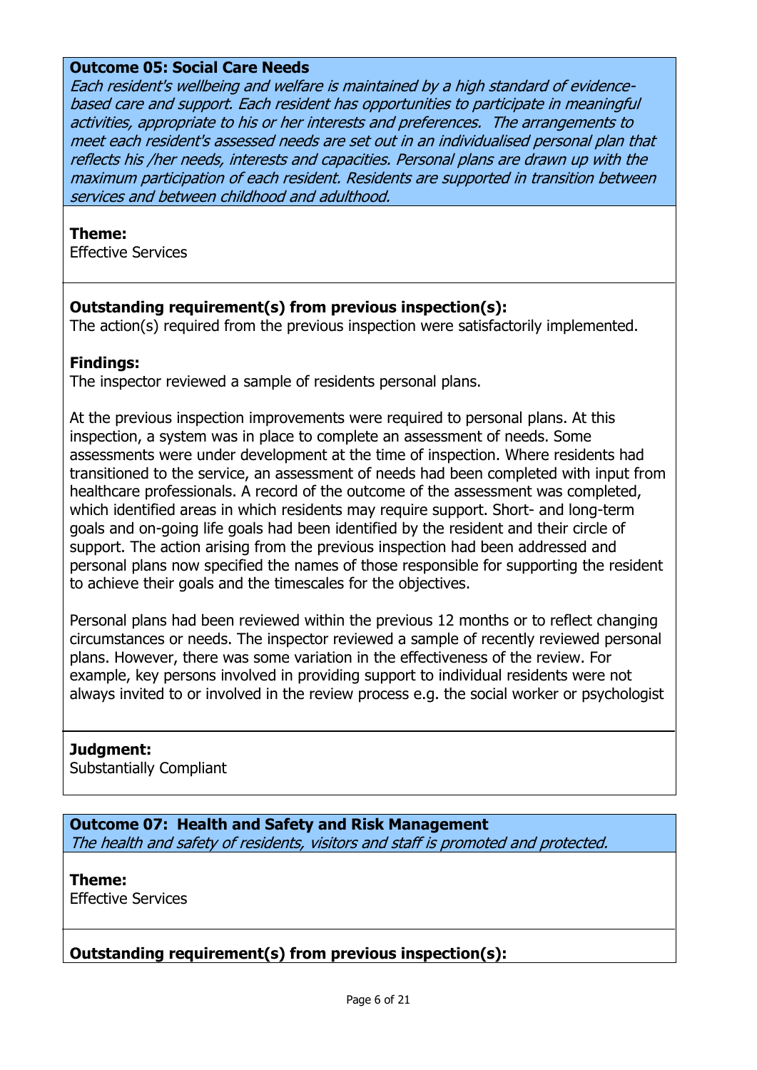**Outcome 05: Social Care Needs**

*Each resident's wellbeing and welfare is maintained by a high standard of evidence-based care and support. Each resident has opportunities to participate in meaningful activities, appropriate to his or her interests and preferences. The arrangements to meet each resident's assessed needs are set out in an individualised personal plan that reflects his /her needs, interests and capacities. Personal plans are drawn up with the maximum participation of each resident. Residents are supported in transition between services and between childhood and adulthood.*

**Theme:**
Effective Services

**Outstanding requirement(s) from previous inspection(s):**
The action(s) required from the previous inspection were satisfactorily implemented.

**Findings:**
The inspector reviewed a sample of residents personal plans.

At the previous inspection improvements were required to personal plans. At this inspection, a system was in place to complete an assessment of needs. Some assessments were under development at the time of inspection. Where residents had transitioned to the service, an assessment of needs had been completed with input from healthcare professionals. A record of the outcome of the assessment was completed, which identified areas in which residents may require support. Short- and long-term goals and on-going life goals had been identified by the resident and their circle of support. The action arising from the previous inspection had been addressed and personal plans now specified the names of those responsible for supporting the resident to achieve their goals and the timescales for the objectives.

Personal plans had been reviewed within the previous 12 months or to reflect changing circumstances or needs. The inspector reviewed a sample of recently reviewed personal plans. However, there was some variation in the effectiveness of the review. For example, key persons involved in providing support to individual residents were not always invited to or involved in the review process e.g. the social worker or psychologist

**Judgment:**
Substantially Compliant

**Outcome 07: Health and Safety and Risk Management**

*The health and safety of residents, visitors and staff is promoted and protected.*

**Theme:**
Effective Services

**Outstanding requirement(s) from previous inspection(s):**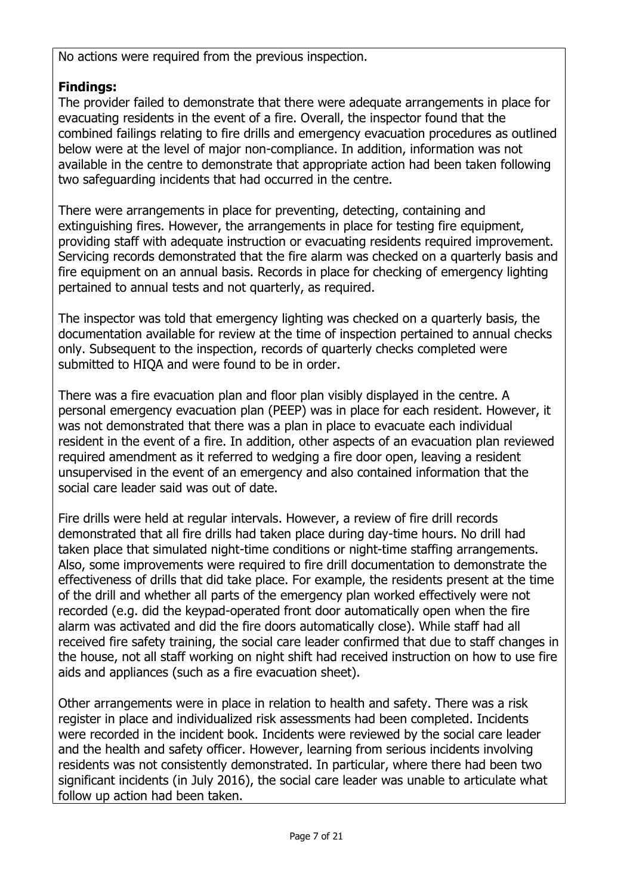No actions were required from the previous inspection.

**Findings:**
The provider failed to demonstrate that there were adequate arrangements in place for evacuating residents in the event of a fire. Overall, the inspector found that the combined failings relating to fire drills and emergency evacuation procedures as outlined below were at the level of major non-compliance. In addition, information was not available in the centre to demonstrate that appropriate action had been taken following two safeguarding incidents that had occurred in the centre.

There were arrangements in place for preventing, detecting, containing and extinguishing fires. However, the arrangements in place for testing fire equipment, providing staff with adequate instruction or evacuating residents required improvement. Servicing records demonstrated that the fire alarm was checked on a quarterly basis and fire equipment on an annual basis. Records in place for checking of emergency lighting pertained to annual tests and not quarterly, as required.

The inspector was told that emergency lighting was checked on a quarterly basis, the documentation available for review at the time of inspection pertained to annual checks only. Subsequent to the inspection, records of quarterly checks completed were submitted to HIQA and were found to be in order.

There was a fire evacuation plan and floor plan visibly displayed in the centre. A personal emergency evacuation plan (PEEP) was in place for each resident. However, it was not demonstrated that there was a plan in place to evacuate each individual resident in the event of a fire. In addition, other aspects of an evacuation plan reviewed required amendment as it referred to wedging a fire door open, leaving a resident unsupervised in the event of an emergency and also contained information that the social care leader said was out of date.

Fire drills were held at regular intervals. However, a review of fire drill records demonstrated that all fire drills had taken place during day-time hours. No drill had taken place that simulated night-time conditions or night-time staffing arrangements. Also, some improvements were required to fire drill documentation to demonstrate the effectiveness of drills that did take place. For example, the residents present at the time of the drill and whether all parts of the emergency plan worked effectively were not recorded (e.g. did the keypad-operated front door automatically open when the fire alarm was activated and did the fire doors automatically close). While staff had all received fire safety training, the social care leader confirmed that due to staff changes in the house, not all staff working on night shift had received instruction on how to use fire aids and appliances (such as a fire evacuation sheet).

Other arrangements were in place in relation to health and safety. There was a risk register in place and individualized risk assessments had been completed. Incidents were recorded in the incident book. Incidents were reviewed by the social care leader and the health and safety officer. However, learning from serious incidents involving residents was not consistently demonstrated. In particular, where there had been two significant incidents (in July 2016), the social care leader was unable to articulate what follow up action had been taken.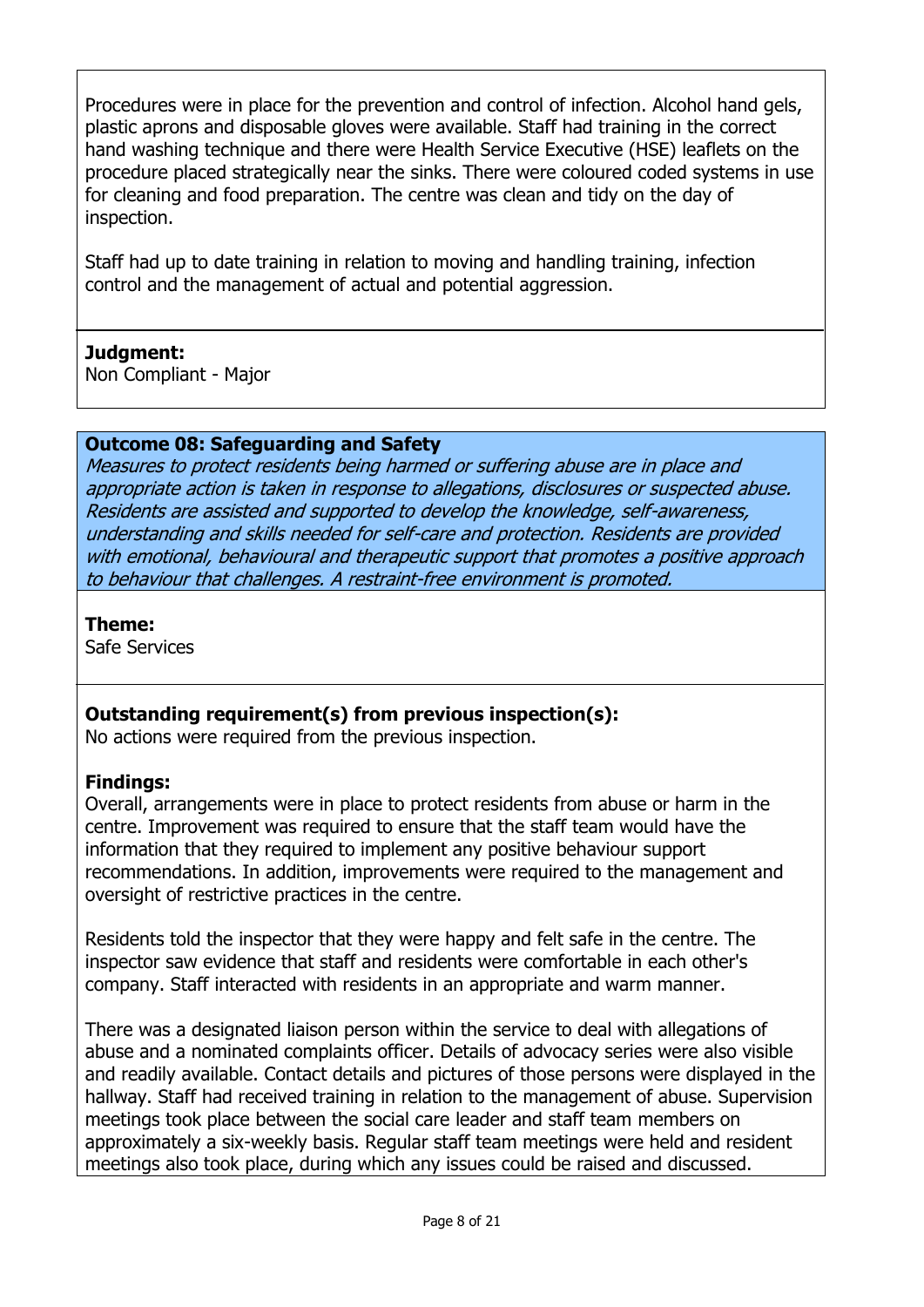Procedures were in place for the prevention and control of infection. Alcohol hand gels, plastic aprons and disposable gloves were available. Staff had training in the correct hand washing technique and there were Health Service Executive (HSE) leaflets on the procedure placed strategically near the sinks. There were coloured coded systems in use for cleaning and food preparation. The centre was clean and tidy on the day of inspection.

Staff had up to date training in relation to moving and handling training, infection control and the management of actual and potential aggression.

**Judgment:**
Non Compliant - Major

**Outcome 08: Safeguarding and Safety**
*Measures to protect residents being harmed or suffering abuse are in place and appropriate action is taken in response to allegations, disclosures or suspected abuse. Residents are assisted and supported to develop the knowledge, self-awareness, understanding and skills needed for self-care and protection. Residents are provided with emotional, behavioural and therapeutic support that promotes a positive approach to behaviour that challenges. A restraint-free environment is promoted.*

**Theme:**
Safe Services

**Outstanding requirement(s) from previous inspection(s):**
No actions were required from the previous inspection.

**Findings:**
Overall, arrangements were in place to protect residents from abuse or harm in the centre. Improvement was required to ensure that the staff team would have the information that they required to implement any positive behaviour support recommendations. In addition, improvements were required to the management and oversight of restrictive practices in the centre.

Residents told the inspector that they were happy and felt safe in the centre. The inspector saw evidence that staff and residents were comfortable in each other's company. Staff interacted with residents in an appropriate and warm manner.

There was a designated liaison person within the service to deal with allegations of abuse and a nominated complaints officer. Details of advocacy series were also visible and readily available. Contact details and pictures of those persons were displayed in the hallway. Staff had received training in relation to the management of abuse. Supervision meetings took place between the social care leader and staff team members on approximately a six-weekly basis. Regular staff team meetings were held and resident meetings also took place, during which any issues could be raised and discussed.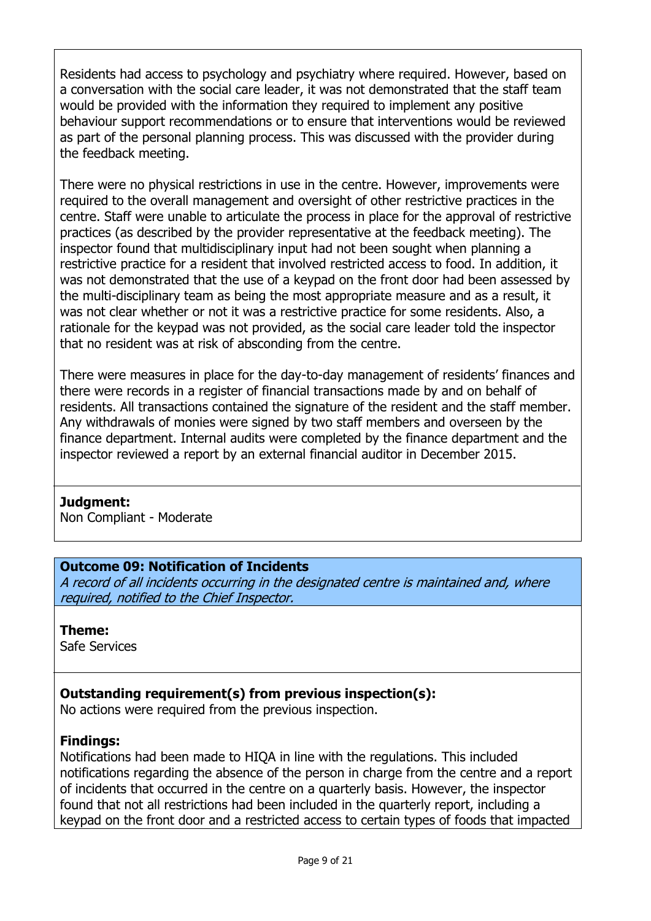Residents had access to psychology and psychiatry where required. However, based on a conversation with the social care leader, it was not demonstrated that the staff team would be provided with the information they required to implement any positive behaviour support recommendations or to ensure that interventions would be reviewed as part of the personal planning process. This was discussed with the provider during the feedback meeting.

There were no physical restrictions in use in the centre. However, improvements were required to the overall management and oversight of other restrictive practices in the centre. Staff were unable to articulate the process in place for the approval of restrictive practices (as described by the provider representative at the feedback meeting). The inspector found that multidisciplinary input had not been sought when planning a restrictive practice for a resident that involved restricted access to food. In addition, it was not demonstrated that the use of a keypad on the front door had been assessed by the multi-disciplinary team as being the most appropriate measure and as a result, it was not clear whether or not it was a restrictive practice for some residents. Also, a rationale for the keypad was not provided, as the social care leader told the inspector that no resident was at risk of absconding from the centre.

There were measures in place for the day-to-day management of residents' finances and there were records in a register of financial transactions made by and on behalf of residents. All transactions contained the signature of the resident and the staff member. Any withdrawals of monies were signed by two staff members and overseen by the finance department. Internal audits were completed by the finance department and the inspector reviewed a report by an external financial auditor in December 2015.

**Judgment:**
Non Compliant - Moderate

## Outcome 09: Notification of Incidents

*A record of all incidents occurring in the designated centre is maintained and, where required, notified to the Chief Inspector.*

**Theme:**
Safe Services

**Outstanding requirement(s) from previous inspection(s):**
No actions were required from the previous inspection.

**Findings:**
Notifications had been made to HIQA in line with the regulations. This included notifications regarding the absence of the person in charge from the centre and a report of incidents that occurred in the centre on a quarterly basis. However, the inspector found that not all restrictions had been included in the quarterly report, including a keypad on the front door and a restricted access to certain types of foods that impacted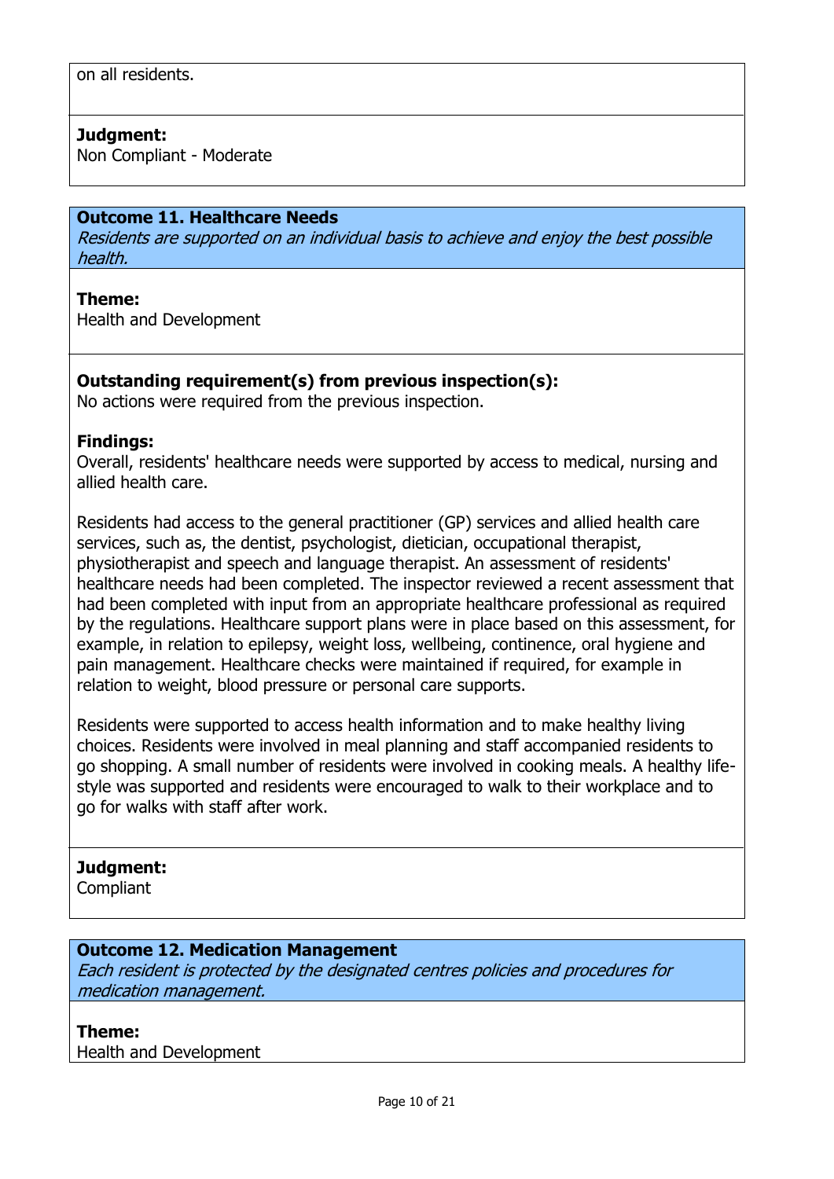on all residents.

**Judgment:**
Non Compliant - Moderate

### Outcome 11. Healthcare Needs

*Residents are supported on an individual basis to achieve and enjoy the best possible health.*

**Theme:**
Health and Development

**Outstanding requirement(s) from previous inspection(s):**
No actions were required from the previous inspection.

**Findings:**
Overall, residents' healthcare needs were supported by access to medical, nursing and allied health care.

Residents had access to the general practitioner (GP) services and allied health care services, such as, the dentist, psychologist, dietician, occupational therapist, physiotherapist and speech and language therapist. An assessment of residents' healthcare needs had been completed. The inspector reviewed a recent assessment that had been completed with input from an appropriate healthcare professional as required by the regulations. Healthcare support plans were in place based on this assessment, for example, in relation to epilepsy, weight loss, wellbeing, continence, oral hygiene and pain management. Healthcare checks were maintained if required, for example in relation to weight, blood pressure or personal care supports.

Residents were supported to access health information and to make healthy living choices. Residents were involved in meal planning and staff accompanied residents to go shopping. A small number of residents were involved in cooking meals. A healthy life-style was supported and residents were encouraged to walk to their workplace and to go for walks with staff after work.

**Judgment:**
Compliant

### Outcome 12. Medication Management

*Each resident is protected by the designated centres policies and procedures for medication management.*

**Theme:**
Health and Development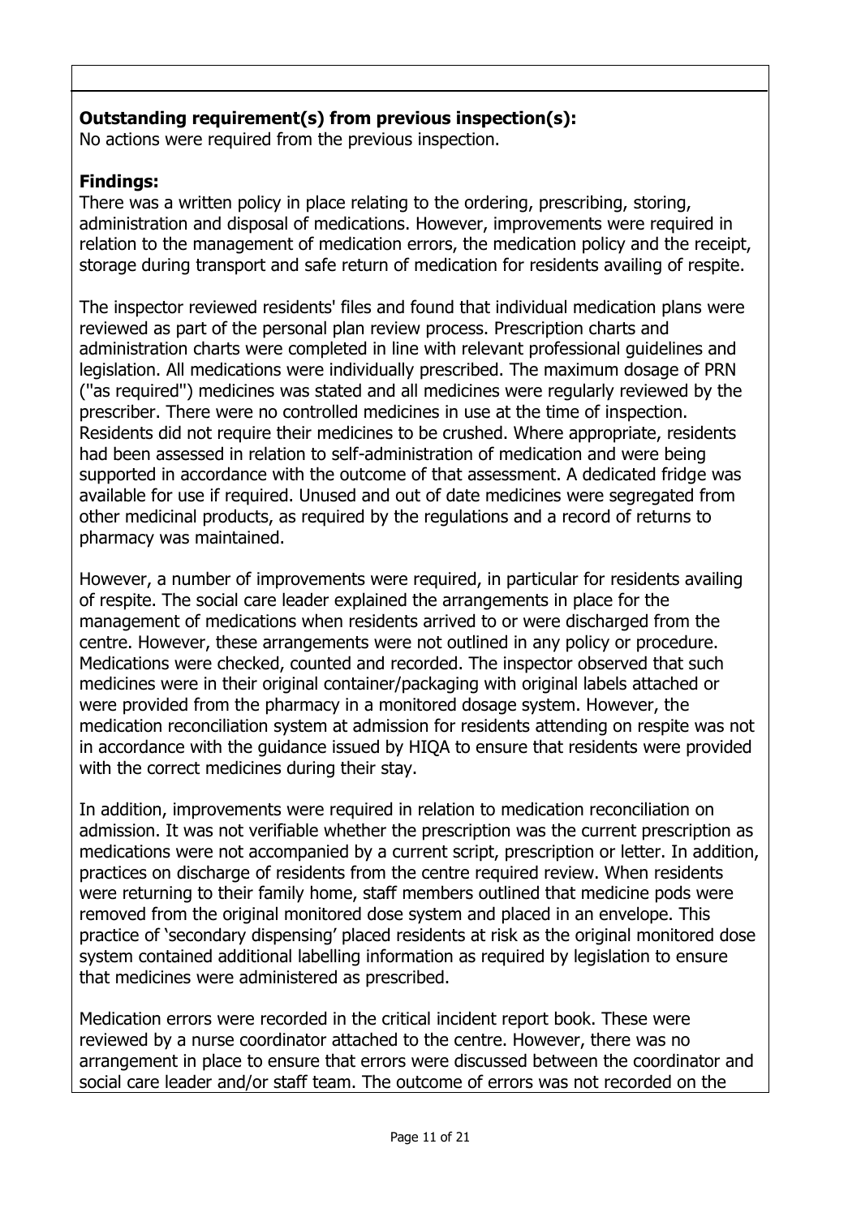**Outstanding requirement(s) from previous inspection(s):**
No actions were required from the previous inspection.

**Findings:**
There was a written policy in place relating to the ordering, prescribing, storing, administration and disposal of medications. However, improvements were required in relation to the management of medication errors, the medication policy and the receipt, storage during transport and safe return of medication for residents availing of respite.

The inspector reviewed residents' files and found that individual medication plans were reviewed as part of the personal plan review process. Prescription charts and administration charts were completed in line with relevant professional guidelines and legislation. All medications were individually prescribed. The maximum dosage of PRN ("as required") medicines was stated and all medicines were regularly reviewed by the prescriber. There were no controlled medicines in use at the time of inspection. Residents did not require their medicines to be crushed. Where appropriate, residents had been assessed in relation to self-administration of medication and were being supported in accordance with the outcome of that assessment. A dedicated fridge was available for use if required. Unused and out of date medicines were segregated from other medicinal products, as required by the regulations and a record of returns to pharmacy was maintained.

However, a number of improvements were required, in particular for residents availing of respite. The social care leader explained the arrangements in place for the management of medications when residents arrived to or were discharged from the centre. However, these arrangements were not outlined in any policy or procedure. Medications were checked, counted and recorded. The inspector observed that such medicines were in their original container/packaging with original labels attached or were provided from the pharmacy in a monitored dosage system. However, the medication reconciliation system at admission for residents attending on respite was not in accordance with the guidance issued by HIQA to ensure that residents were provided with the correct medicines during their stay.

In addition, improvements were required in relation to medication reconciliation on admission. It was not verifiable whether the prescription was the current prescription as medications were not accompanied by a current script, prescription or letter. In addition, practices on discharge of residents from the centre required review. When residents were returning to their family home, staff members outlined that medicine pods were removed from the original monitored dose system and placed in an envelope. This practice of 'secondary dispensing' placed residents at risk as the original monitored dose system contained additional labelling information as required by legislation to ensure that medicines were administered as prescribed.

Medication errors were recorded in the critical incident report book. These were reviewed by a nurse coordinator attached to the centre. However, there was no arrangement in place to ensure that errors were discussed between the coordinator and social care leader and/or staff team. The outcome of errors was not recorded on the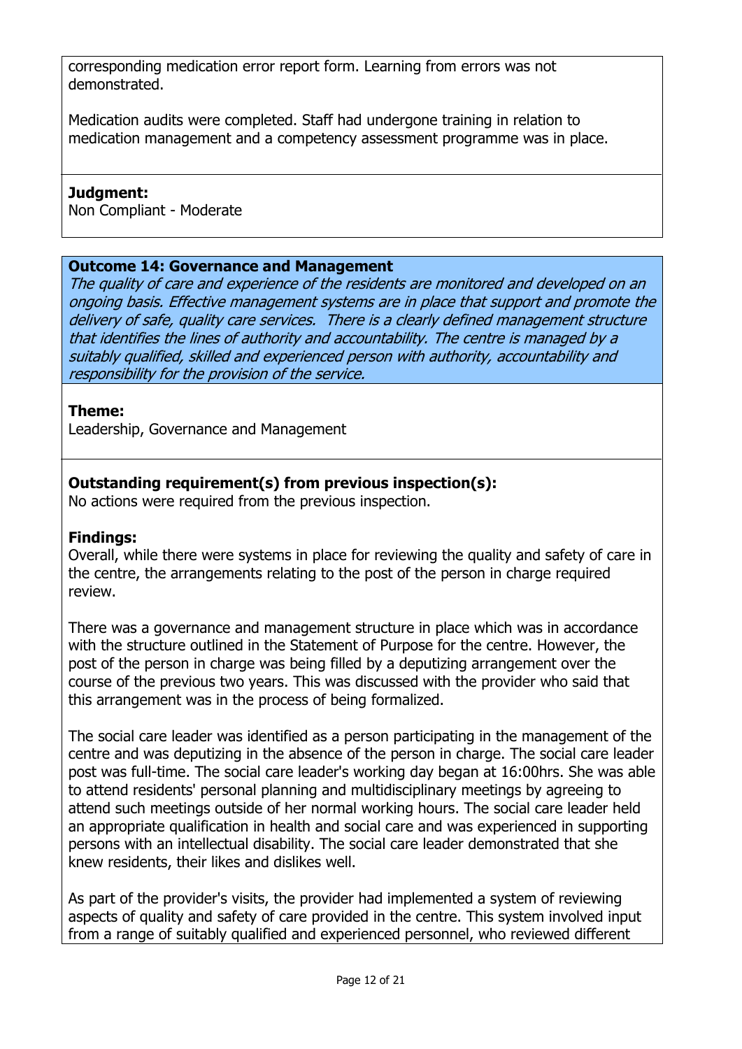corresponding medication error report form. Learning from errors was not demonstrated.

Medication audits were completed. Staff had undergone training in relation to medication management and a competency assessment programme was in place.

**Judgment:**
Non Compliant - Moderate

**Outcome 14: Governance and Management**
*The quality of care and experience of the residents are monitored and developed on an ongoing basis. Effective management systems are in place that support and promote the delivery of safe, quality care services. There is a clearly defined management structure that identifies the lines of authority and accountability. The centre is managed by a suitably qualified, skilled and experienced person with authority, accountability and responsibility for the provision of the service.*

**Theme:**
Leadership, Governance and Management

**Outstanding requirement(s) from previous inspection(s):**
No actions were required from the previous inspection.

**Findings:**
Overall, while there were systems in place for reviewing the quality and safety of care in the centre, the arrangements relating to the post of the person in charge required review.

There was a governance and management structure in place which was in accordance with the structure outlined in the Statement of Purpose for the centre. However, the post of the person in charge was being filled by a deputizing arrangement over the course of the previous two years. This was discussed with the provider who said that this arrangement was in the process of being formalized.

The social care leader was identified as a person participating in the management of the centre and was deputizing in the absence of the person in charge. The social care leader post was full-time. The social care leader's working day began at 16:00hrs. She was able to attend residents' personal planning and multidisciplinary meetings by agreeing to attend such meetings outside of her normal working hours. The social care leader held an appropriate qualification in health and social care and was experienced in supporting persons with an intellectual disability. The social care leader demonstrated that she knew residents, their likes and dislikes well.

As part of the provider's visits, the provider had implemented a system of reviewing aspects of quality and safety of care provided in the centre. This system involved input from a range of suitably qualified and experienced personnel, who reviewed different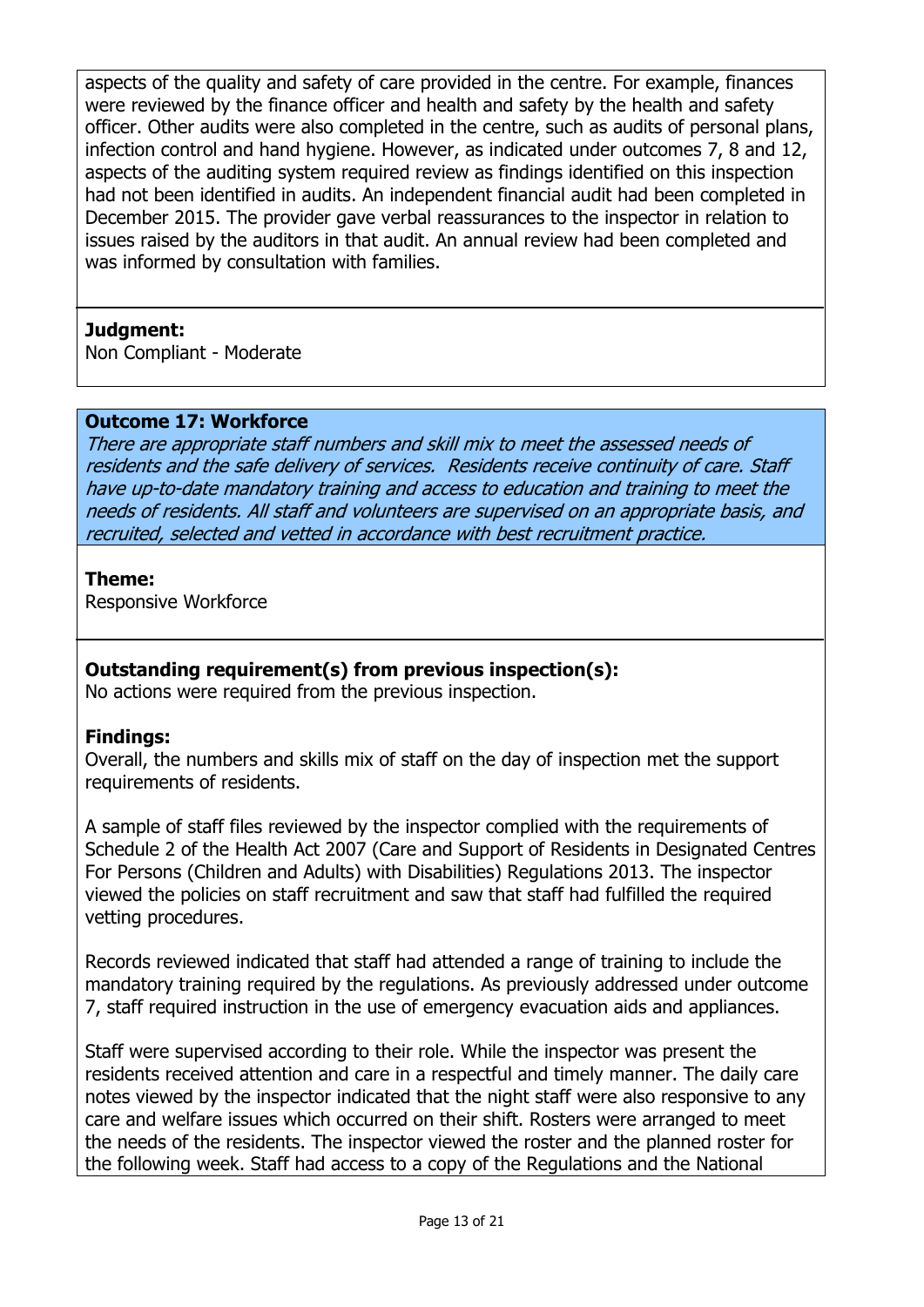aspects of the quality and safety of care provided in the centre. For example, finances were reviewed by the finance officer and health and safety by the health and safety officer. Other audits were also completed in the centre, such as audits of personal plans, infection control and hand hygiene. However, as indicated under outcomes 7, 8 and 12, aspects of the auditing system required review as findings identified on this inspection had not been identified in audits. An independent financial audit had been completed in December 2015. The provider gave verbal reassurances to the inspector in relation to issues raised by the auditors in that audit. An annual review had been completed and was informed by consultation with families.

**Judgment:**
Non Compliant - Moderate

**Outcome 17: Workforce**
*There are appropriate staff numbers and skill mix to meet the assessed needs of residents and the safe delivery of services. Residents receive continuity of care. Staff have up-to-date mandatory training and access to education and training to meet the needs of residents. All staff and volunteers are supervised on an appropriate basis, and recruited, selected and vetted in accordance with best recruitment practice.*

**Theme:**
Responsive Workforce

**Outstanding requirement(s) from previous inspection(s):**
No actions were required from the previous inspection.

**Findings:**
Overall, the numbers and skills mix of staff on the day of inspection met the support requirements of residents.

A sample of staff files reviewed by the inspector complied with the requirements of Schedule 2 of the Health Act 2007 (Care and Support of Residents in Designated Centres For Persons (Children and Adults) with Disabilities) Regulations 2013. The inspector viewed the policies on staff recruitment and saw that staff had fulfilled the required vetting procedures.

Records reviewed indicated that staff had attended a range of training to include the mandatory training required by the regulations. As previously addressed under outcome 7, staff required instruction in the use of emergency evacuation aids and appliances.

Staff were supervised according to their role. While the inspector was present the residents received attention and care in a respectful and timely manner. The daily care notes viewed by the inspector indicated that the night staff were also responsive to any care and welfare issues which occurred on their shift. Rosters were arranged to meet the needs of the residents. The inspector viewed the roster and the planned roster for the following week. Staff had access to a copy of the Regulations and the National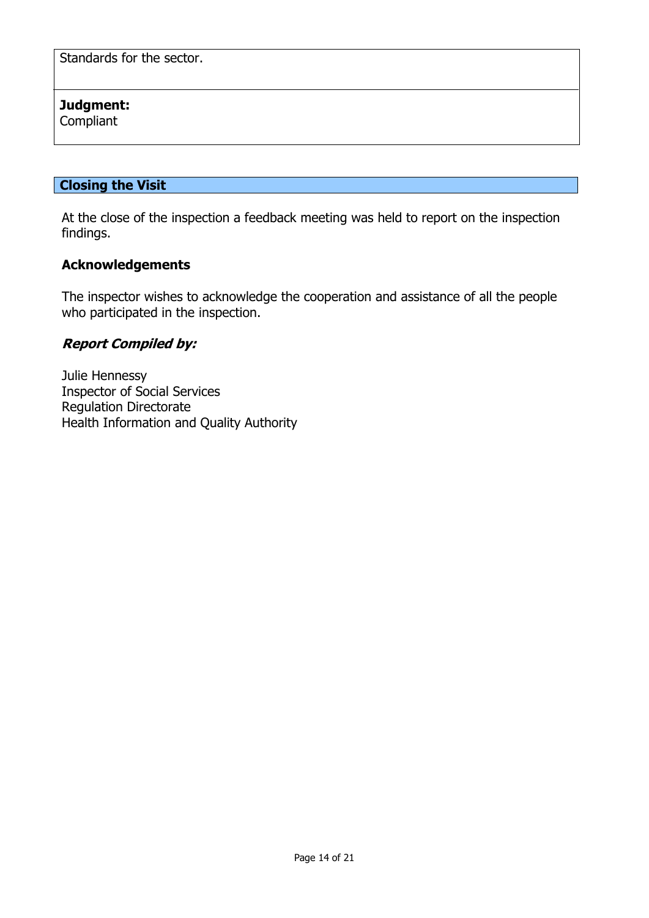Standards for the sector.

**Judgment:**
Compliant

## Closing the Visit

At the close of the inspection a feedback meeting was held to report on the inspection findings.

### Acknowledgements

The inspector wishes to acknowledge the cooperation and assistance of all the people who participated in the inspection.

### *Report Compiled by:*

Julie Hennessy
Inspector of Social Services
Regulation Directorate
Health Information and Quality Authority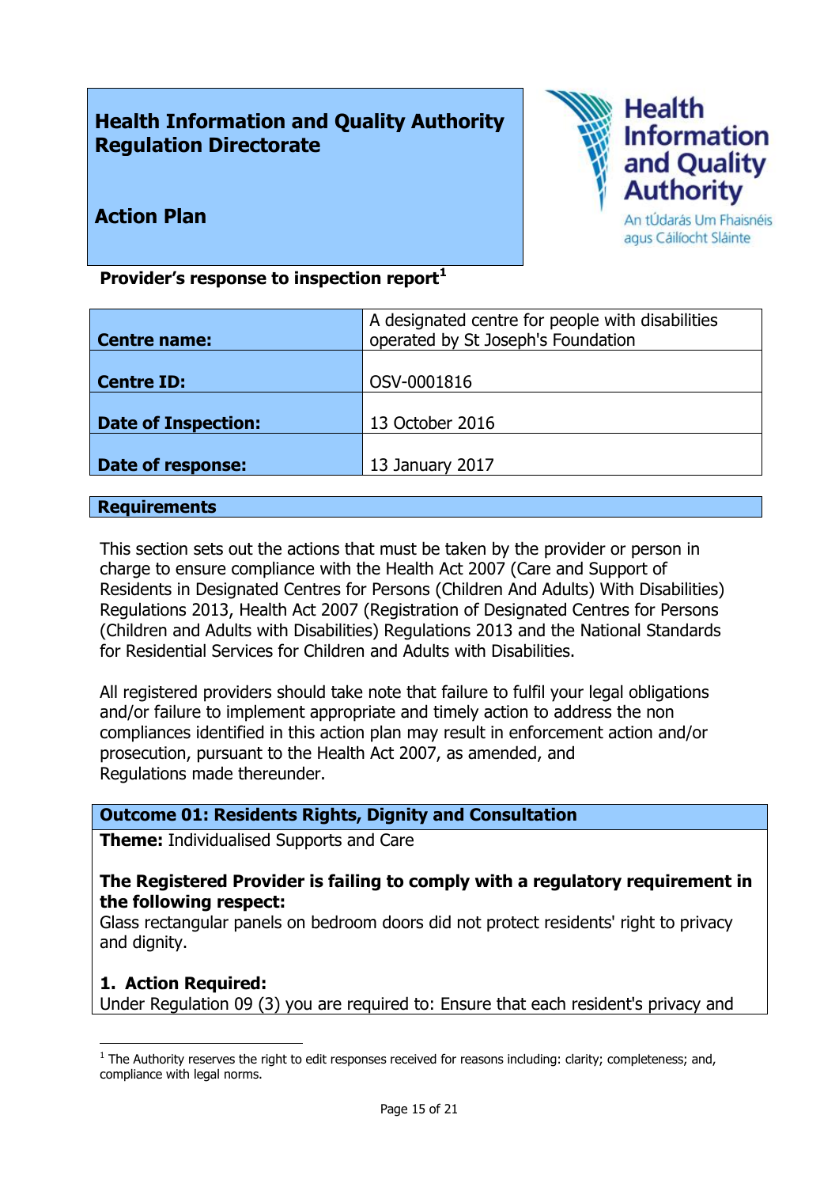**Health Information and Quality Authority**
**Regulation Directorate**

**Action Plan**

**Provider's response to inspection report**[1]

| | |
|---|---|
| **Centre name:** | A designated centre for people with disabilities operated by St Joseph's Foundation |
| **Centre ID:** | OSV-0001816 |
| **Date of Inspection:** | 13 October 2016 |
| **Date of response:** | 13 January 2017 |

## Requirements

This section sets out the actions that must be taken by the provider or person in charge to ensure compliance with the Health Act 2007 (Care and Support of Residents in Designated Centres for Persons (Children And Adults) With Disabilities) Regulations 2013, Health Act 2007 (Registration of Designated Centres for Persons (Children and Adults with Disabilities) Regulations 2013 and the National Standards for Residential Services for Children and Adults with Disabilities.

All registered providers should take note that failure to fulfil your legal obligations and/or failure to implement appropriate and timely action to address the non compliances identified in this action plan may result in enforcement action and/or prosecution, pursuant to the Health Act 2007, as amended, and Regulations made thereunder.

### Outcome 01: Residents Rights, Dignity and Consultation

**Theme:** Individualised Supports and Care

**The Registered Provider is failing to comply with a regulatory requirement in the following respect:**
Glass rectangular panels on bedroom doors did not protect residents' right to privacy and dignity.

**1. Action Required:**
Under Regulation 09 (3) you are required to: Ensure that each resident's privacy and

[1] The Authority reserves the right to edit responses received for reasons including: clarity; completeness; and, compliance with legal norms.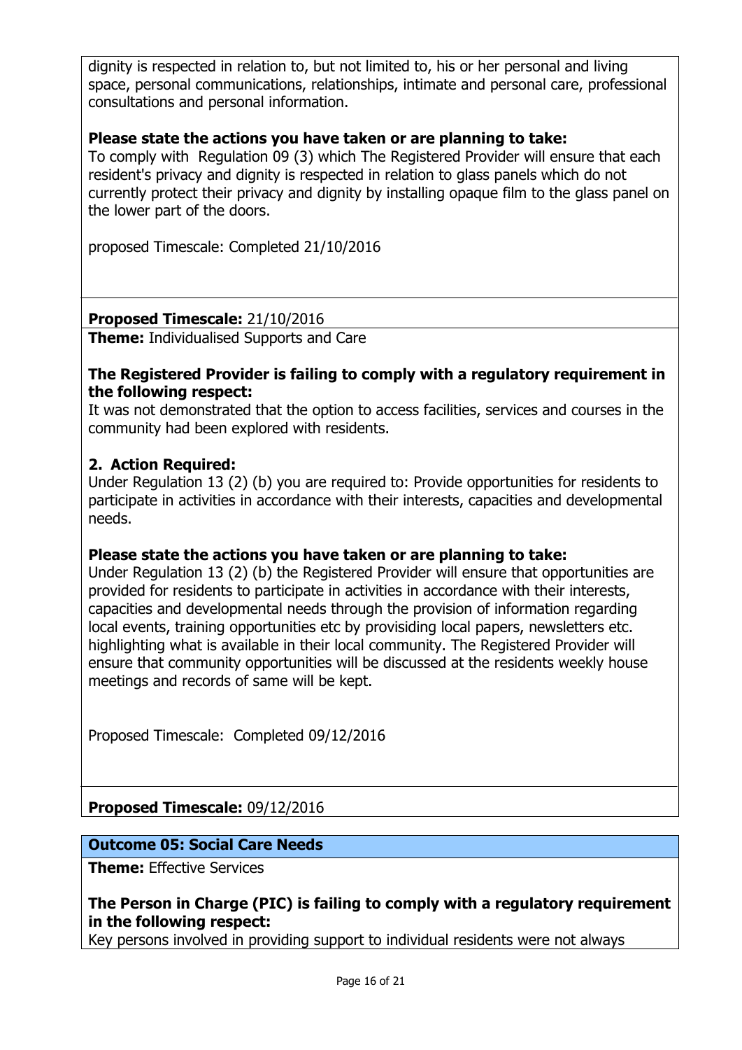dignity is respected in relation to, but not limited to, his or her personal and living space, personal communications, relationships, intimate and personal care, professional consultations and personal information.

**Please state the actions you have taken or are planning to take:**
To comply with Regulation 09 (3) which The Registered Provider will ensure that each resident's privacy and dignity is respected in relation to glass panels which do not currently protect their privacy and dignity by installing opaque film to the glass panel on the lower part of the doors.

proposed Timescale: Completed 21/10/2016

**Proposed Timescale:** 21/10/2016

**Theme:** Individualised Supports and Care

**The Registered Provider is failing to comply with a regulatory requirement in the following respect:**
It was not demonstrated that the option to access facilities, services and courses in the community had been explored with residents.

**2. Action Required:**
Under Regulation 13 (2) (b) you are required to: Provide opportunities for residents to participate in activities in accordance with their interests, capacities and developmental needs.

**Please state the actions you have taken or are planning to take:**
Under Regulation 13 (2) (b) the Registered Provider will ensure that opportunities are provided for residents to participate in activities in accordance with their interests, capacities and developmental needs through the provision of information regarding local events, training opportunities etc by provisiding local papers, newsletters etc. highlighting what is available in their local community. The Registered Provider will ensure that community opportunities will be discussed at the residents weekly house meetings and records of same will be kept.

Proposed Timescale: Completed 09/12/2016

**Proposed Timescale:** 09/12/2016

**Outcome 05: Social Care Needs**

**Theme:** Effective Services

**The Person in Charge (PIC) is failing to comply with a regulatory requirement in the following respect:**
Key persons involved in providing support to individual residents were not always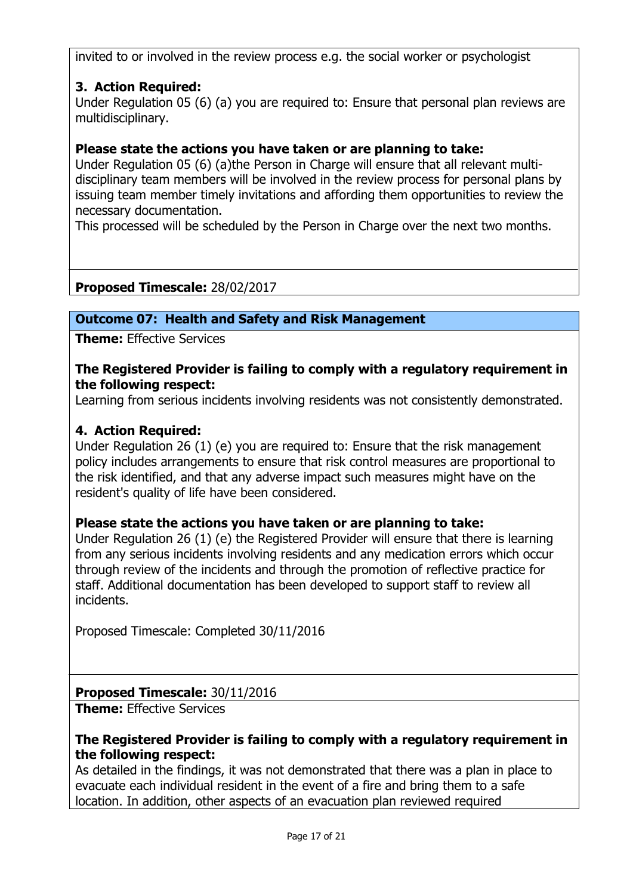invited to or involved in the review process e.g. the social worker or psychologist

**3. Action Required:**
Under Regulation 05 (6) (a) you are required to: Ensure that personal plan reviews are multidisciplinary.

**Please state the actions you have taken or are planning to take:**
Under Regulation 05 (6) (a)the Person in Charge will ensure that all relevant multi-disciplinary team members will be involved in the review process for personal plans by issuing team member timely invitations and affording them opportunities to review the necessary documentation.
This processed will be scheduled by the Person in Charge over the next two months.

**Proposed Timescale:** 28/02/2017

**Outcome 07: Health and Safety and Risk Management**

**Theme:** Effective Services

**The Registered Provider is failing to comply with a regulatory requirement in the following respect:**
Learning from serious incidents involving residents was not consistently demonstrated.

**4. Action Required:**
Under Regulation 26 (1) (e) you are required to: Ensure that the risk management policy includes arrangements to ensure that risk control measures are proportional to the risk identified, and that any adverse impact such measures might have on the resident's quality of life have been considered.

**Please state the actions you have taken or are planning to take:**
Under Regulation 26 (1) (e) the Registered Provider will ensure that there is learning from any serious incidents involving residents and any medication errors which occur through review of the incidents and through the promotion of reflective practice for staff. Additional documentation has been developed to support staff to review all incidents.

Proposed Timescale: Completed 30/11/2016

**Proposed Timescale:** 30/11/2016

**Theme:** Effective Services

**The Registered Provider is failing to comply with a regulatory requirement in the following respect:**
As detailed in the findings, it was not demonstrated that there was a plan in place to evacuate each individual resident in the event of a fire and bring them to a safe location. In addition, other aspects of an evacuation plan reviewed required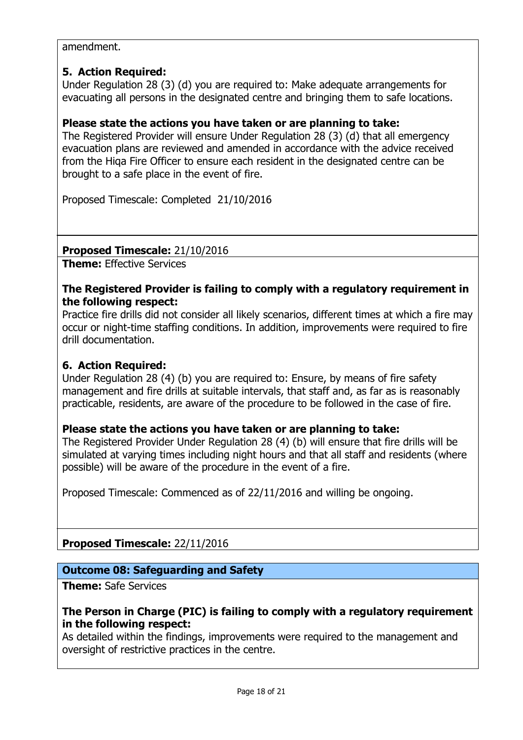amendment.

**5. Action Required:**
Under Regulation 28 (3) (d) you are required to: Make adequate arrangements for evacuating all persons in the designated centre and bringing them to safe locations.

**Please state the actions you have taken or are planning to take:**
The Registered Provider will ensure Under Regulation 28 (3) (d) that all emergency evacuation plans are reviewed and amended in accordance with the advice received from the Hiqa Fire Officer to ensure each resident in the designated centre can be brought to a safe place in the event of fire.

Proposed Timescale: Completed 21/10/2016

**Proposed Timescale:** 21/10/2016

**Theme:** Effective Services

**The Registered Provider is failing to comply with a regulatory requirement in the following respect:**
Practice fire drills did not consider all likely scenarios, different times at which a fire may occur or night-time staffing conditions. In addition, improvements were required to fire drill documentation.

**6. Action Required:**
Under Regulation 28 (4) (b) you are required to: Ensure, by means of fire safety management and fire drills at suitable intervals, that staff and, as far as is reasonably practicable, residents, are aware of the procedure to be followed in the case of fire.

**Please state the actions you have taken or are planning to take:**
The Registered Provider Under Regulation 28 (4) (b) will ensure that fire drills will be simulated at varying times including night hours and that all staff and residents (where possible) will be aware of the procedure in the event of a fire.

Proposed Timescale: Commenced as of 22/11/2016 and willing be ongoing.

**Proposed Timescale:** 22/11/2016

## Outcome 08: Safeguarding and Safety

**Theme:** Safe Services

**The Person in Charge (PIC) is failing to comply with a regulatory requirement in the following respect:**
As detailed within the findings, improvements were required to the management and oversight of restrictive practices in the centre.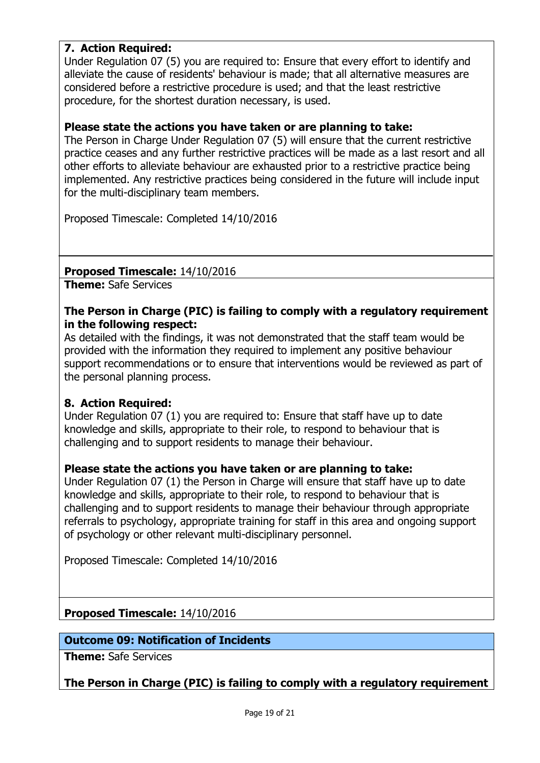**7. Action Required:**

Under Regulation 07 (5) you are required to: Ensure that every effort to identify and alleviate the cause of residents' behaviour is made; that all alternative measures are considered before a restrictive procedure is used; and that the least restrictive procedure, for the shortest duration necessary, is used.

**Please state the actions you have taken or are planning to take:**

The Person in Charge Under Regulation 07 (5) will ensure that the current restrictive practice ceases and any further restrictive practices will be made as a last resort and all other efforts to alleviate behaviour are exhausted prior to a restrictive practice being implemented. Any restrictive practices being considered in the future will include input for the multi-disciplinary team members.

Proposed Timescale: Completed 14/10/2016

**Proposed Timescale:** 14/10/2016

**Theme:** Safe Services

**The Person in Charge (PIC) is failing to comply with a regulatory requirement in the following respect:**

As detailed with the findings, it was not demonstrated that the staff team would be provided with the information they required to implement any positive behaviour support recommendations or to ensure that interventions would be reviewed as part of the personal planning process.

**8. Action Required:**

Under Regulation 07 (1) you are required to: Ensure that staff have up to date knowledge and skills, appropriate to their role, to respond to behaviour that is challenging and to support residents to manage their behaviour.

**Please state the actions you have taken or are planning to take:**

Under Regulation 07 (1) the Person in Charge will ensure that staff have up to date knowledge and skills, appropriate to their role, to respond to behaviour that is challenging and to support residents to manage their behaviour through appropriate referrals to psychology, appropriate training for staff in this area and ongoing support of psychology or other relevant multi-disciplinary personnel.

Proposed Timescale: Completed 14/10/2016

**Proposed Timescale:** 14/10/2016

## Outcome 09: Notification of Incidents

**Theme:** Safe Services

**The Person in Charge (PIC) is failing to comply with a regulatory requirement**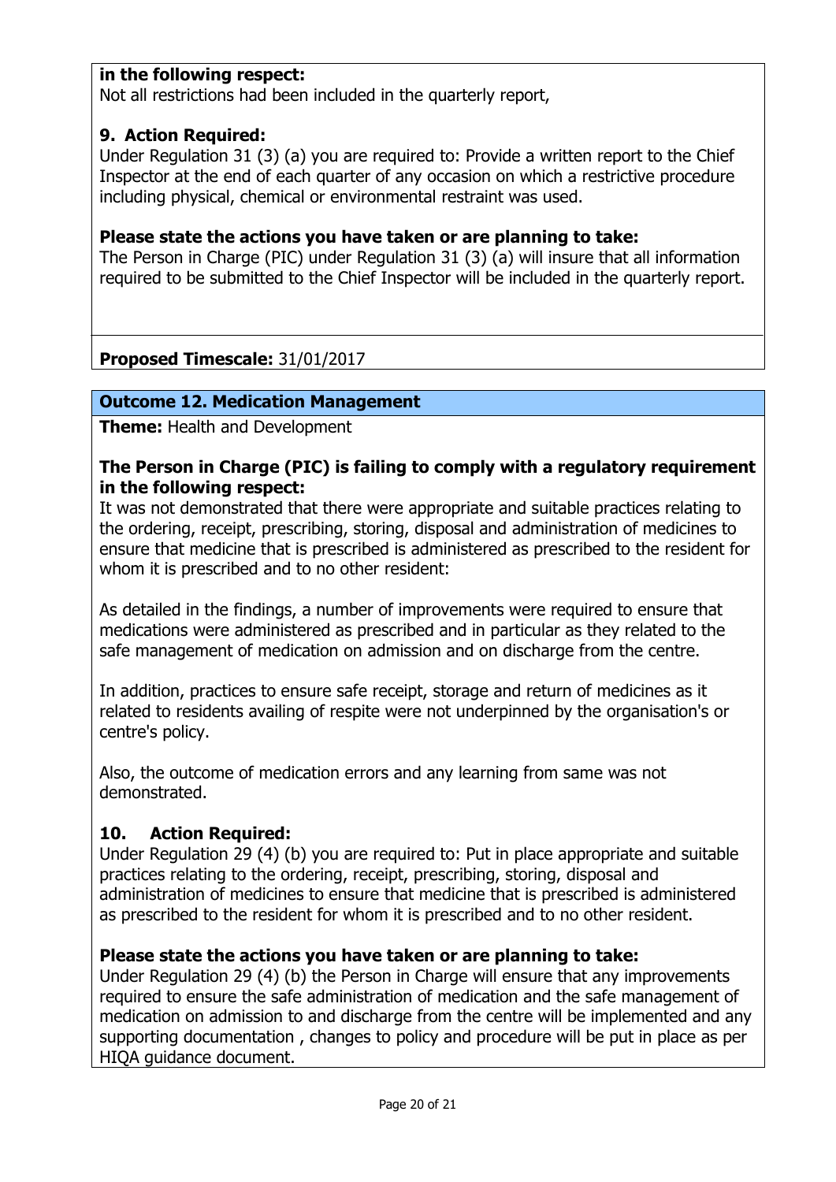**in the following respect:**
Not all restrictions had been included in the quarterly report,

**9. Action Required:**
Under Regulation 31 (3) (a) you are required to: Provide a written report to the Chief Inspector at the end of each quarter of any occasion on which a restrictive procedure including physical, chemical or environmental restraint was used.

**Please state the actions you have taken or are planning to take:**
The Person in Charge (PIC) under Regulation 31 (3) (a) will insure that all information required to be submitted to the Chief Inspector will be included in the quarterly report.

**Proposed Timescale:** 31/01/2017

## Outcome 12. Medication Management

**Theme:** Health and Development

**The Person in Charge (PIC) is failing to comply with a regulatory requirement in the following respect:**
It was not demonstrated that there were appropriate and suitable practices relating to the ordering, receipt, prescribing, storing, disposal and administration of medicines to ensure that medicine that is prescribed is administered as prescribed to the resident for whom it is prescribed and to no other resident:

As detailed in the findings, a number of improvements were required to ensure that medications were administered as prescribed and in particular as they related to the safe management of medication on admission and on discharge from the centre.

In addition, practices to ensure safe receipt, storage and return of medicines as it related to residents availing of respite were not underpinned by the organisation's or centre's policy.

Also, the outcome of medication errors and any learning from same was not demonstrated.

**10. Action Required:**
Under Regulation 29 (4) (b) you are required to: Put in place appropriate and suitable practices relating to the ordering, receipt, prescribing, storing, disposal and administration of medicines to ensure that medicine that is prescribed is administered as prescribed to the resident for whom it is prescribed and to no other resident.

**Please state the actions you have taken or are planning to take:**
Under Regulation 29 (4) (b) the Person in Charge will ensure that any improvements required to ensure the safe administration of medication and the safe management of medication on admission to and discharge from the centre will be implemented and any supporting documentation , changes to policy and procedure will be put in place as per HIQA guidance document.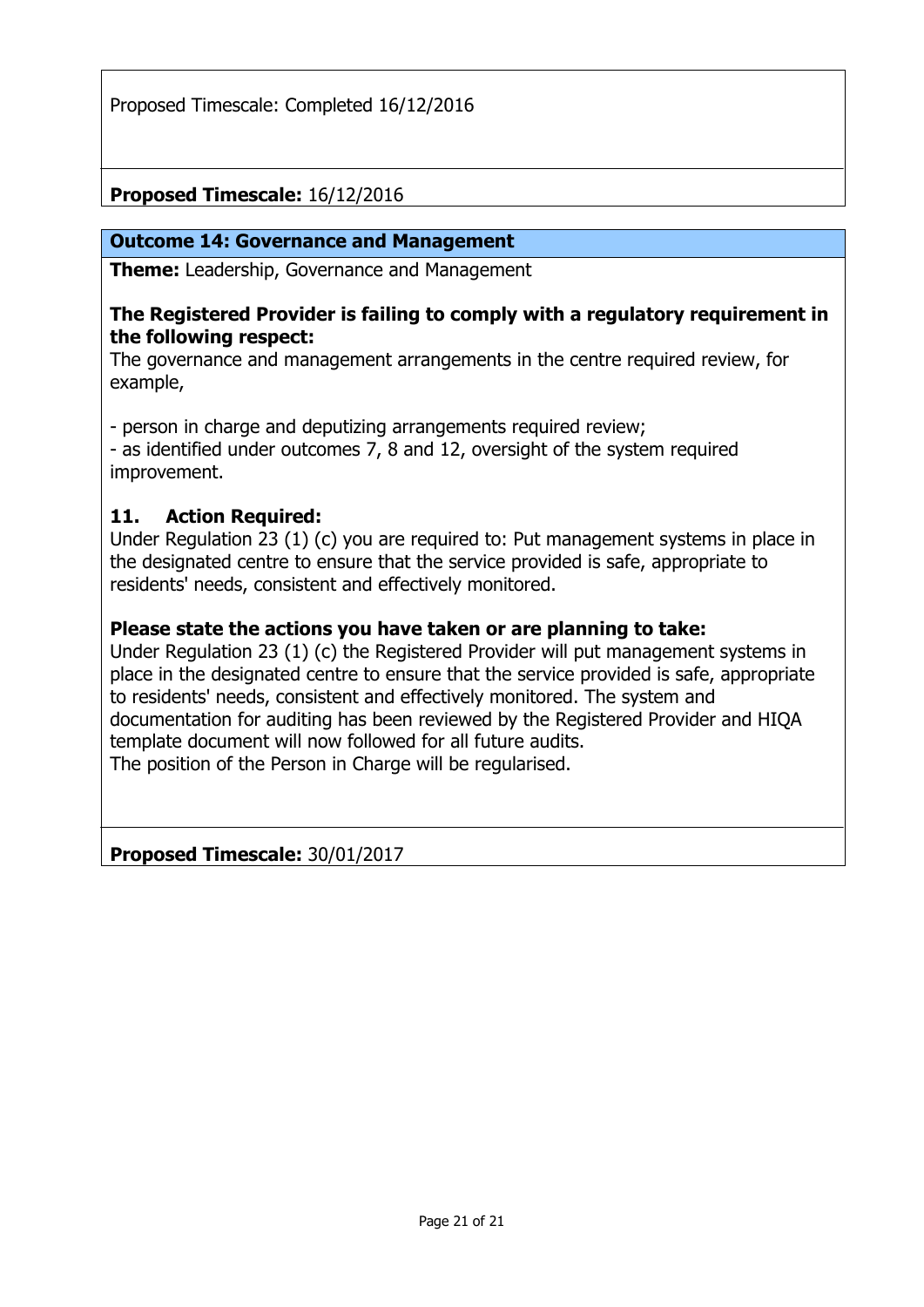Proposed Timescale: Completed 16/12/2016

**Proposed Timescale:** 16/12/2016

**Outcome 14: Governance and Management**

**Theme:** Leadership, Governance and Management

**The Registered Provider is failing to comply with a regulatory requirement in the following respect:**

The governance and management arrangements in the centre required review, for example,

- person in charge and deputizing arrangements required review;
- as identified under outcomes 7, 8 and 12, oversight of the system required improvement.

**11. Action Required:**

Under Regulation 23 (1) (c) you are required to: Put management systems in place in the designated centre to ensure that the service provided is safe, appropriate to residents' needs, consistent and effectively monitored.

**Please state the actions you have taken or are planning to take:**

Under Regulation 23 (1) (c) the Registered Provider will put management systems in place in the designated centre to ensure that the service provided is safe, appropriate to residents' needs, consistent and effectively monitored. The system and documentation for auditing has been reviewed by the Registered Provider and HIQA template document will now followed for all future audits.

The position of the Person in Charge will be regularised.

**Proposed Timescale:** 30/01/2017